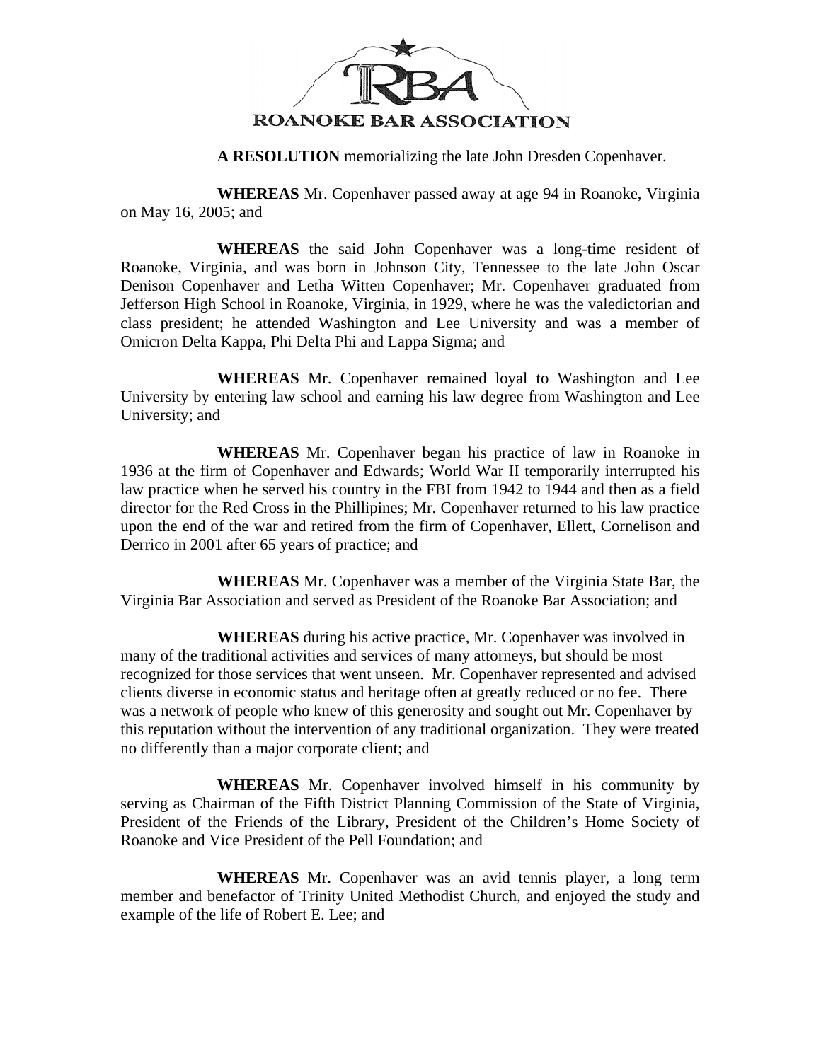# ROANOKE BAR ASSOCIATION

**A RESOLUTION** memorializing the late John Dresden Copenhaver.

**WHEREAS** Mr. Copenhaver passed away at age 94 in Roanoke, Virginia on May 16, 2005; and

**WHEREAS** the said John Copenhaver was a long-time resident of Roanoke, Virginia, and was born in Johnson City, Tennessee to the late John Oscar Denison Copenhaver and Letha Witten Copenhaver; Mr. Copenhaver graduated from Jefferson High School in Roanoke, Virginia, in 1929, where he was the valedictorian and class president; he attended Washington and Lee University and was a member of Omicron Delta Kappa, Phi Delta Phi and Lappa Sigma; and

**WHEREAS** Mr. Copenhaver remained loyal to Washington and Lee University by entering law school and earning his law degree from Washington and Lee University; and

**WHEREAS** Mr. Copenhaver began his practice of law in Roanoke in 1936 at the firm of Copenhaver and Edwards; World War II temporarily interrupted his law practice when he served his country in the FBI from 1942 to 1944 and then as a field director for the Red Cross in the Phillipines; Mr. Copenhaver returned to his law practice upon the end of the war and retired from the firm of Copenhaver, Ellett, Cornelison and Derrico in 2001 after 65 years of practice; and

**WHEREAS** Mr. Copenhaver was a member of the Virginia State Bar, the Virginia Bar Association and served as President of the Roanoke Bar Association; and

**WHEREAS** during his active practice, Mr. Copenhaver was involved in many of the traditional activities and services of many attorneys, but should be most recognized for those services that went unseen. Mr. Copenhaver represented and advised clients diverse in economic status and heritage often at greatly reduced or no fee. There was a network of people who knew of this generosity and sought out Mr. Copenhaver by this reputation without the intervention of any traditional organization. They were treated no differently than a major corporate client; and

**WHEREAS** Mr. Copenhaver involved himself in his community by serving as Chairman of the Fifth District Planning Commission of the State of Virginia, President of the Friends of the Library, President of the Children's Home Society of Roanoke and Vice President of the Pell Foundation; and

**WHEREAS** Mr. Copenhaver was an avid tennis player, a long term member and benefactor of Trinity United Methodist Church, and enjoyed the study and example of the life of Robert E. Lee; and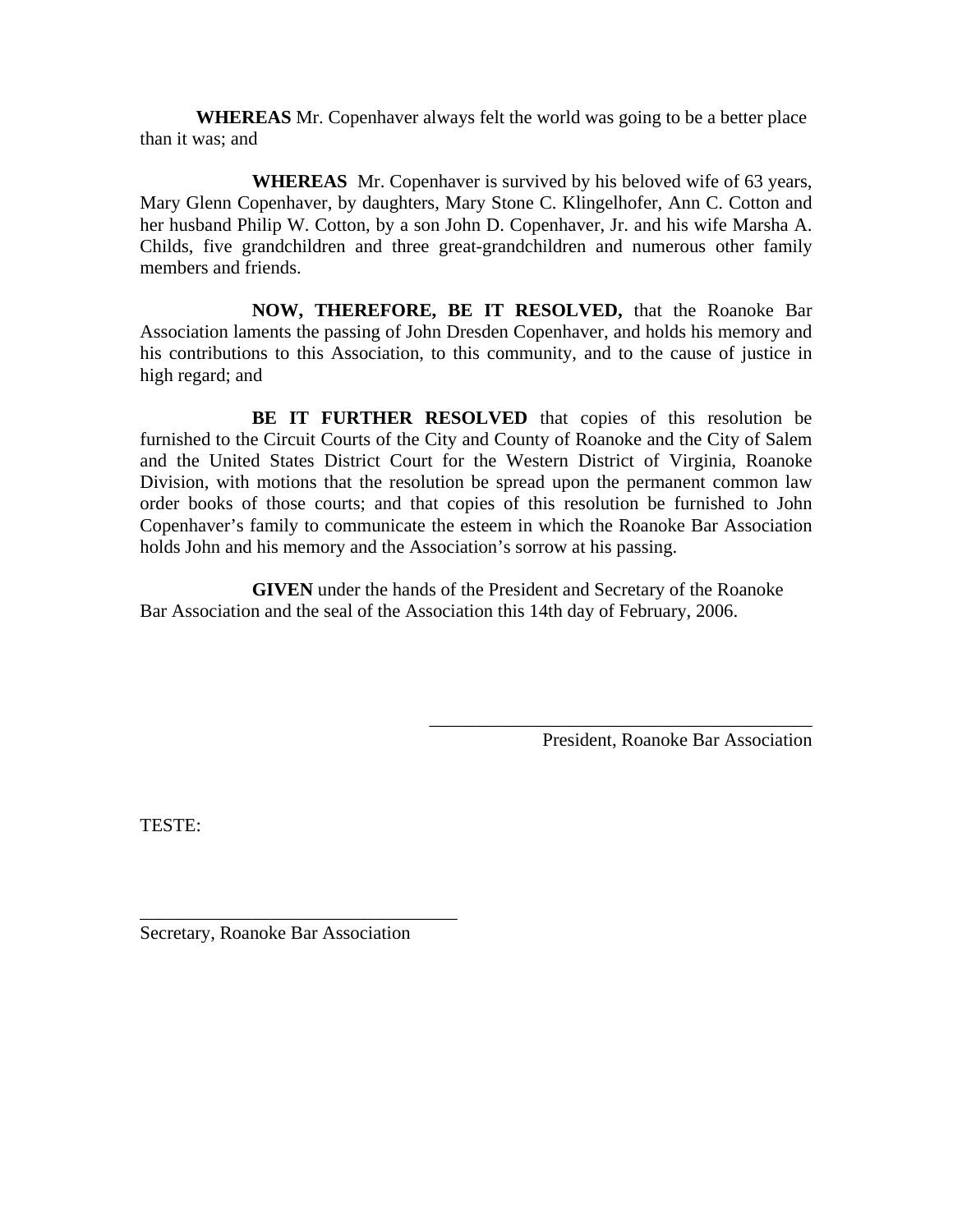**WHEREAS** Mr. Copenhaver always felt the world was going to be a better place than it was; and

**WHEREAS** Mr. Copenhaver is survived by his beloved wife of 63 years, Mary Glenn Copenhaver, by daughters, Mary Stone C. Klingelhofer, Ann C. Cotton and her husband Philip W. Cotton, by a son John D. Copenhaver, Jr. and his wife Marsha A. Childs, five grandchildren and three great-grandchildren and numerous other family members and friends.

**NOW, THEREFORE, BE IT RESOLVED,** that the Roanoke Bar Association laments the passing of John Dresden Copenhaver, and holds his memory and his contributions to this Association, to this community, and to the cause of justice in high regard; and

**BE IT FURTHER RESOLVED** that copies of this resolution be furnished to the Circuit Courts of the City and County of Roanoke and the City of Salem and the United States District Court for the Western District of Virginia, Roanoke Division, with motions that the resolution be spread upon the permanent common law order books of those courts; and that copies of this resolution be furnished to John Copenhaver's family to communicate the esteem in which the Roanoke Bar Association holds John and his memory and the Association's sorrow at his passing.

**GIVEN** under the hands of the President and Secretary of the Roanoke Bar Association and the seal of the Association this 14th day of February, 2006.

\_\_\_\_\_\_\_\_\_\_\_\_\_\_\_\_\_\_\_\_\_\_\_\_\_\_\_\_\_\_\_\_\_\_\_\_\_\_\_\_
President, Roanoke Bar Association

TESTE:

\_\_\_\_\_\_\_\_\_\_\_\_\_\_\_\_\_\_\_\_\_\_\_\_\_\_\_\_\_\_\_\_\_\_\_\_
Secretary, Roanoke Bar Association